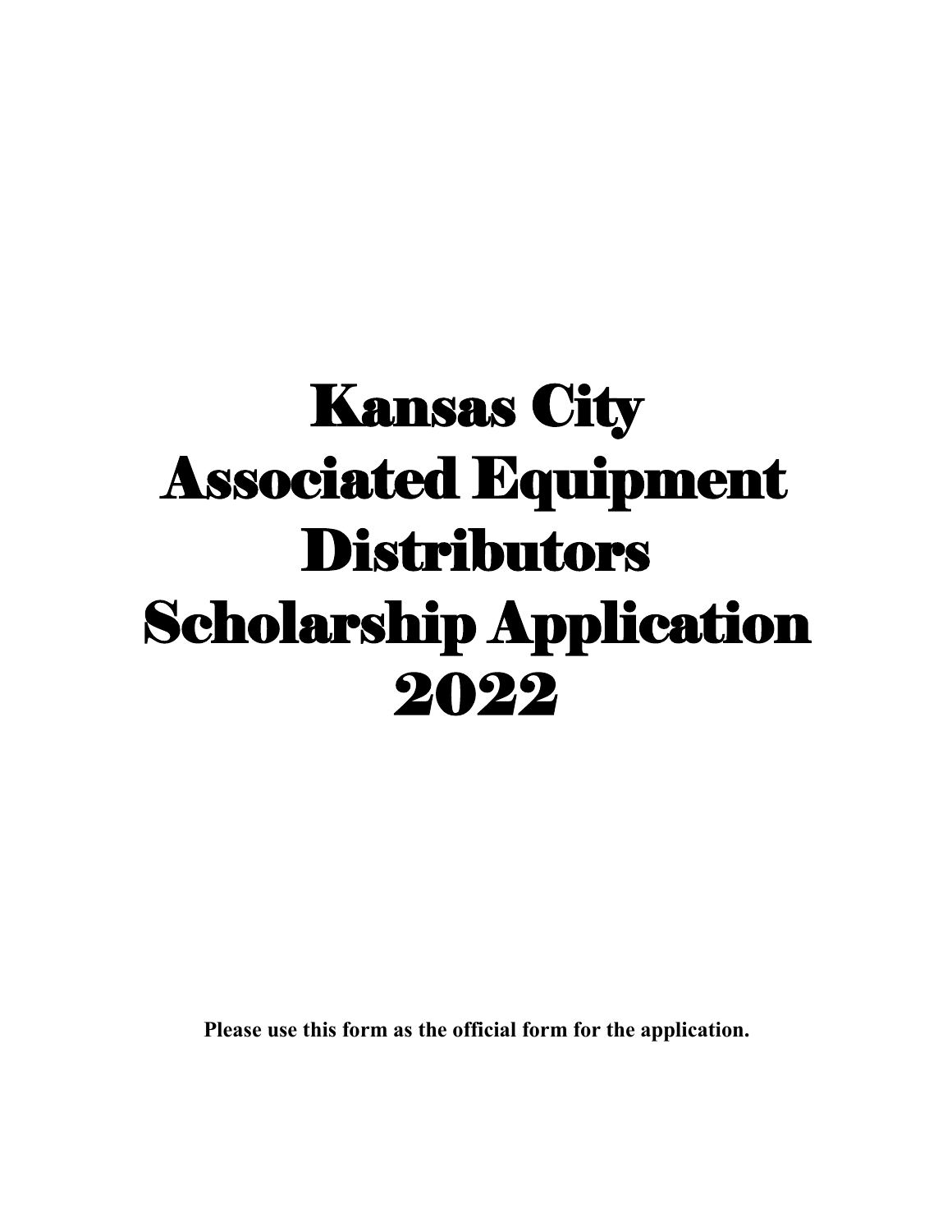# Kansas City Associated Equipment Distributors Scholarship Application 2022

**Please use this form as the official form for the application.**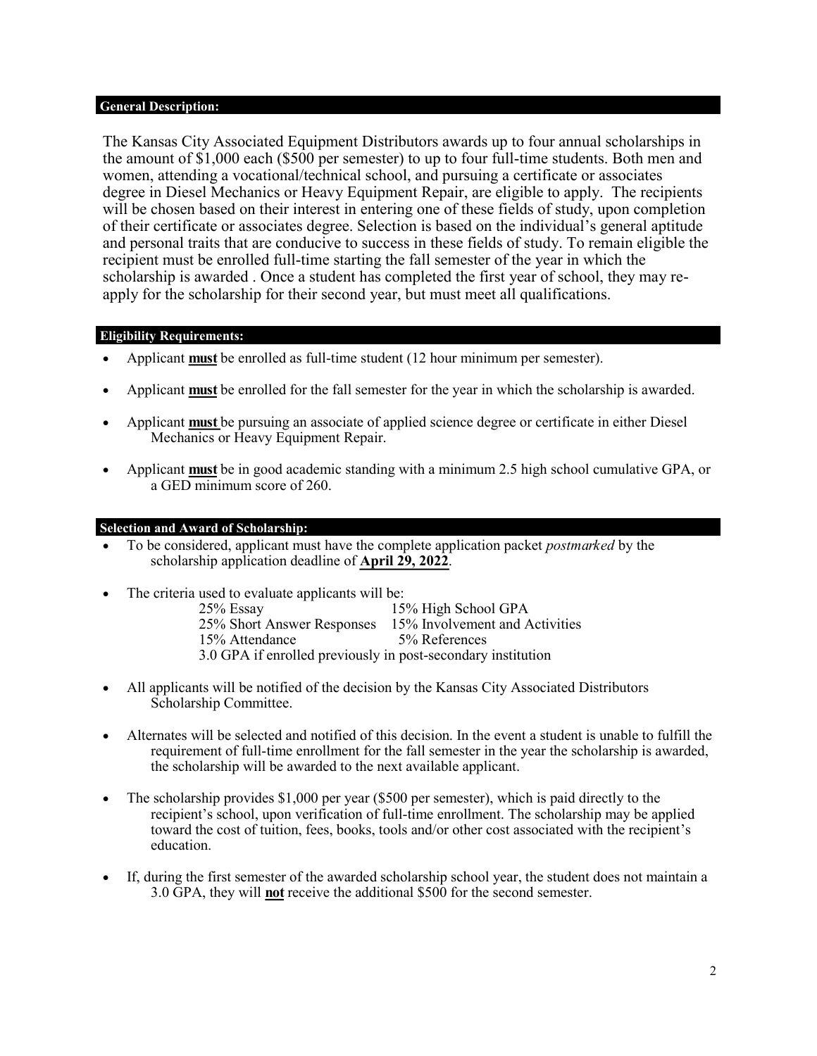## General Description:

The Kansas City Associated Equipment Distributors awards up to four annual scholarships in the amount of $1,000 each ($500 per semester) to up to four full-time students. Both men and women, attending a vocational/technical school, and pursuing a certificate or associates degree in Diesel Mechanics or Heavy Equipment Repair, are eligible to apply. The recipients will be chosen based on their interest in entering one of these fields of study, upon completion of their certificate or associates degree. Selection is based on the individual's general aptitude and personal traits that are conducive to success in these fields of study. To remain eligible the recipient must be enrolled full-time starting the fall semester of the year in which the scholarship is awarded . Once a student has completed the first year of school, they may re-apply for the scholarship for their second year, but must meet all qualifications.

## Eligibility Requirements:

- Applicant **must** be enrolled as full-time student (12 hour minimum per semester).
- Applicant **must** be enrolled for the fall semester for the year in which the scholarship is awarded.
- Applicant **must** be pursuing an associate of applied science degree or certificate in either Diesel Mechanics or Heavy Equipment Repair.
- Applicant **must** be in good academic standing with a minimum 2.5 high school cumulative GPA, or a GED minimum score of 260.

## Selection and Award of Scholarship:

- To be considered, applicant must have the complete application packet *postmarked* by the scholarship application deadline of **April 29, 2022**.
- The criteria used to evaluate applicants will be:

  25% Essay
  15% High School GPA
  25% Short Answer Responses
  15% Involvement and Activities
  15% Attendance
  5% References
  3.0 GPA if enrolled previously in post-secondary institution

- All applicants will be notified of the decision by the Kansas City Associated Distributors Scholarship Committee.
- Alternates will be selected and notified of this decision. In the event a student is unable to fulfill the requirement of full-time enrollment for the fall semester in the year the scholarship is awarded, the scholarship will be awarded to the next available applicant.
- The scholarship provides $1,000 per year ($500 per semester), which is paid directly to the recipient's school, upon verification of full-time enrollment. The scholarship may be applied toward the cost of tuition, fees, books, tools and/or other cost associated with the recipient's education.
- If, during the first semester of the awarded scholarship school year, the student does not maintain a 3.0 GPA, they will **not** receive the additional $500 for the second semester.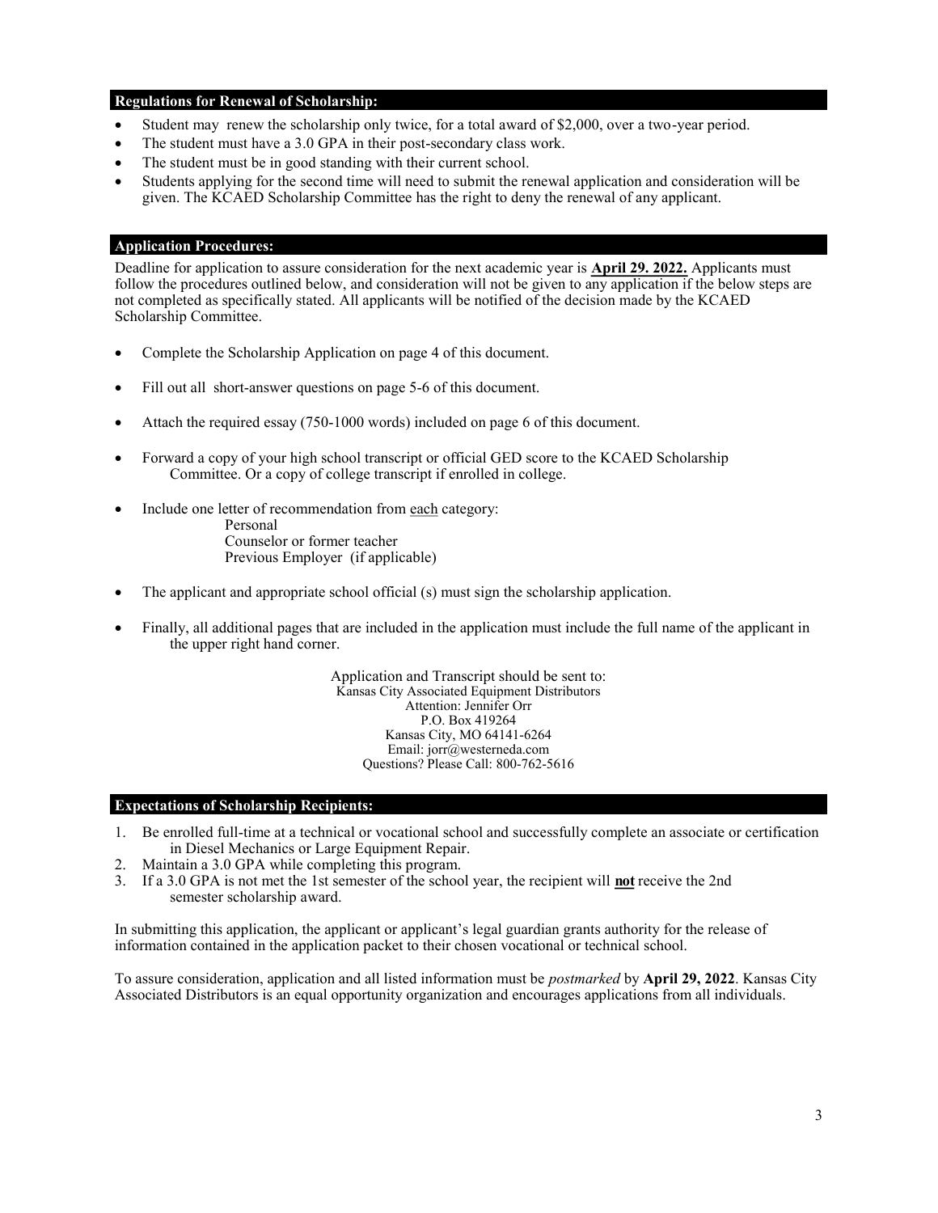## Regulations for Renewal of Scholarship:

- Student may renew the scholarship only twice, for a total award of $2,000, over a two-year period.
- The student must have a 3.0 GPA in their post-secondary class work.
- The student must be in good standing with their current school.
- Students applying for the second time will need to submit the renewal application and consideration will be given. The KCAED Scholarship Committee has the right to deny the renewal of any applicant.

## Application Procedures:

Deadline for application to assure consideration for the next academic year is **April 29. 2022.** Applicants must follow the procedures outlined below, and consideration will not be given to any application if the below steps are not completed as specifically stated. All applicants will be notified of the decision made by the KCAED Scholarship Committee.

- Complete the Scholarship Application on page 4 of this document.
- Fill out all short-answer questions on page 5-6 of this document.
- Attach the required essay (750-1000 words) included on page 6 of this document.
- Forward a copy of your high school transcript or official GED score to the KCAED Scholarship Committee. Or a copy of college transcript if enrolled in college.
- Include one letter of recommendation from each category:
  - Personal
  - Counselor or former teacher
  - Previous Employer (if applicable)
- The applicant and appropriate school official (s) must sign the scholarship application.
- Finally, all additional pages that are included in the application must include the full name of the applicant in the upper right hand corner.

Application and Transcript should be sent to:
Kansas City Associated Equipment Distributors
Attention: Jennifer Orr
P.O. Box 419264
Kansas City, MO 64141-6264
Email: jorr@westerneda.com
Questions? Please Call: 800-762-5616

## Expectations of Scholarship Recipients:

1. Be enrolled full-time at a technical or vocational school and successfully complete an associate or certification in Diesel Mechanics or Large Equipment Repair.
2. Maintain a 3.0 GPA while completing this program.
3. If a 3.0 GPA is not met the 1st semester of the school year, the recipient will **not** receive the 2nd semester scholarship award.

In submitting this application, the applicant or applicant's legal guardian grants authority for the release of information contained in the application packet to their chosen vocational or technical school.

To assure consideration, application and all listed information must be *postmarked* by **April 29, 2022**. Kansas City Associated Distributors is an equal opportunity organization and encourages applications from all individuals.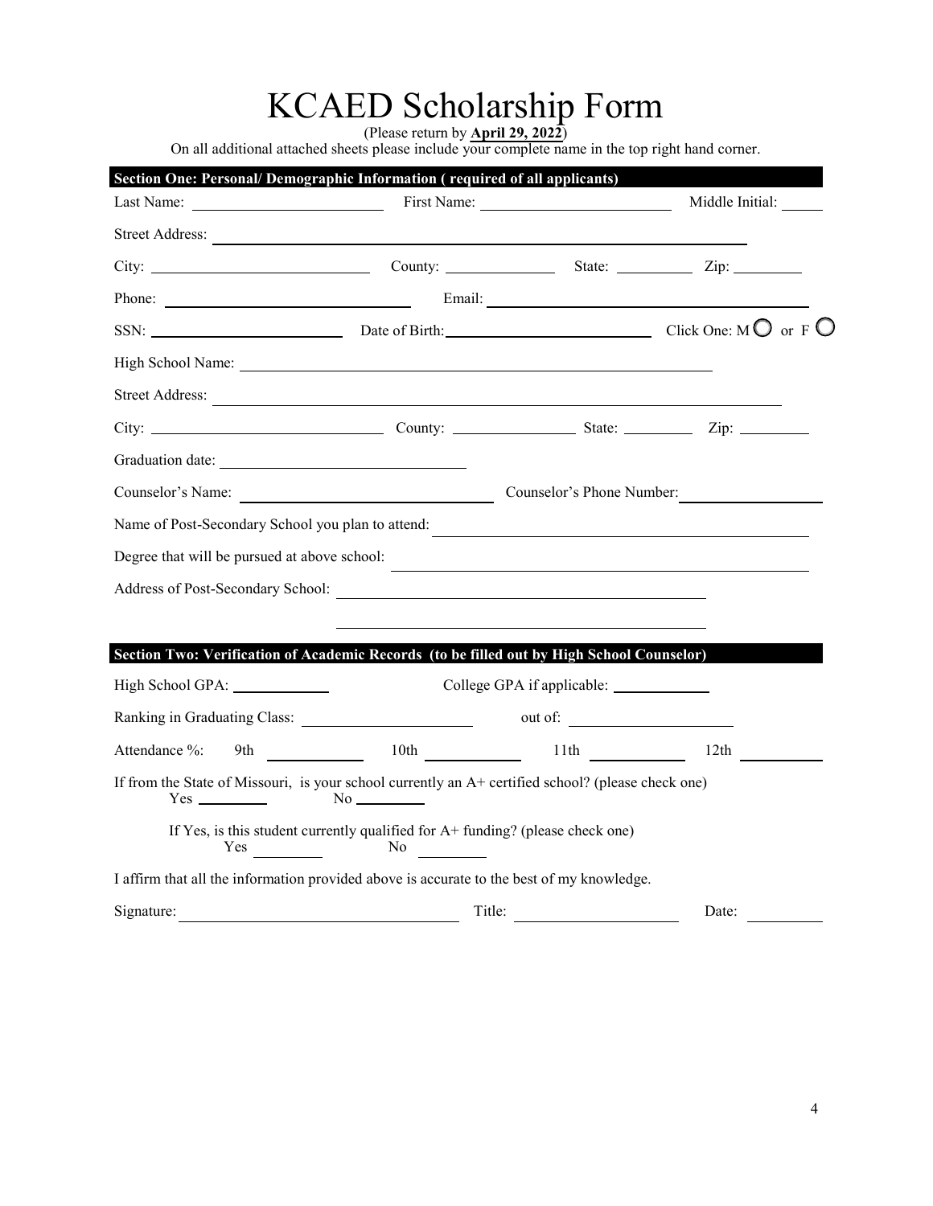# KCAED Scholarship Form

(Please return by **April 29, 2022**)

On all additional attached sheets please include your complete name in the top right hand corner.

**Section One: Personal/ Demographic Information ( required of all applicants)**

Last Name: ____________________ First Name: ____________________ Middle Initial: _____

Street Address: ________________________________________________

City: ____________________ County: ______________ State: __________ Zip: _________

Phone: ______________________ Email: ______________________________

SSN: ____________________ Date of Birth: ____________________ Click One: M ○ or F ○

High School Name: ________________________________________________

Street Address: ________________________________________________

City: ____________________ County: ______________ State: _________ Zip: _________

Graduation date: ______________________

Counselor's Name: ______________________ Counselor's Phone Number: ______________

Name of Post-Secondary School you plan to attend: ________________________________

Degree that will be pursued at above school: ________________________________

Address of Post-Secondary School: ________________________________

________________________________

**Section Two: Verification of Academic Records (to be filled out by High School Counselor)**

High School GPA: __________ College GPA if applicable: __________

Ranking in Graduating Class: ________________ out of: ________________

Attendance %: 9th __________ 10th __________ 11th __________ 12th __________

If from the State of Missouri, is your school currently an A+ certified school? (please check one)

Yes ________ No ________

If Yes, is this student currently qualified for A+ funding? (please check one)

Yes ________ No ________

I affirm that all the information provided above is accurate to the best of my knowledge.

Signature: ______________________ Title: ________________ Date: __________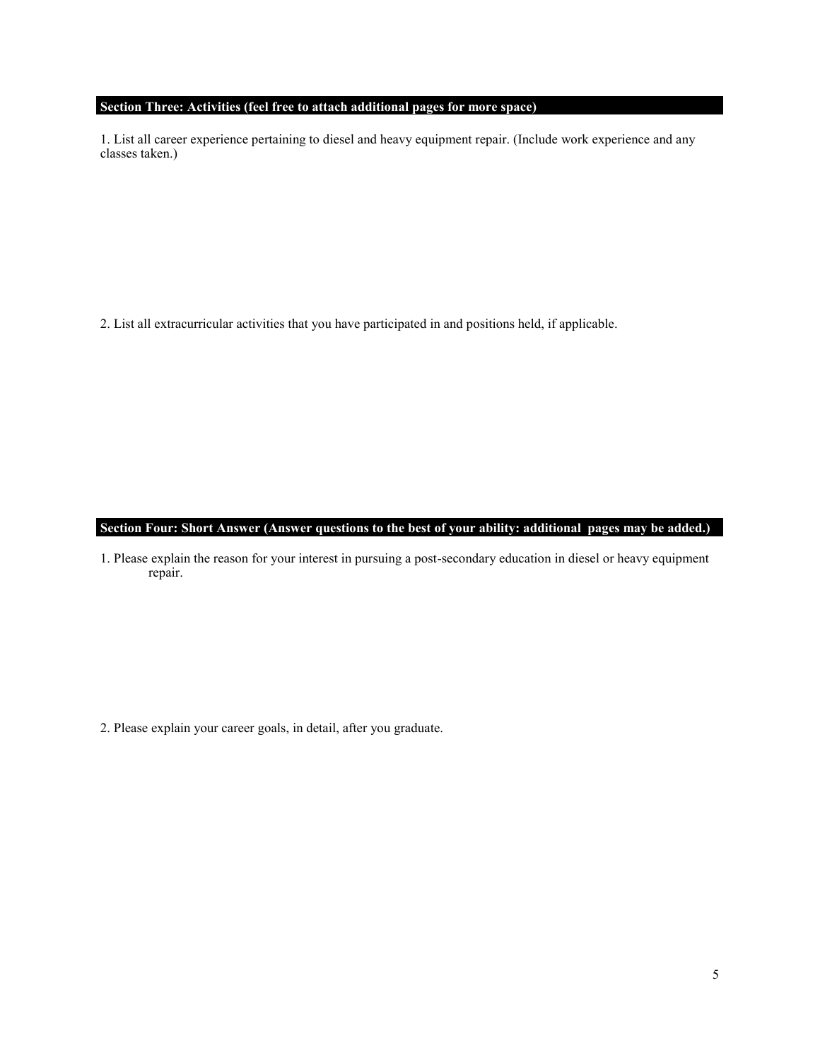## Section Three: Activities (feel free to attach additional pages for more space)

1. List all career experience pertaining to diesel and heavy equipment repair. (Include work experience and any classes taken.)

2. List all extracurricular activities that you have participated in and positions held, if applicable.

## Section Four: Short Answer (Answer questions to the best of your ability: additional pages may be added.)

1. Please explain the reason for your interest in pursuing a post-secondary education in diesel or heavy equipment repair.

2. Please explain your career goals, in detail, after you graduate.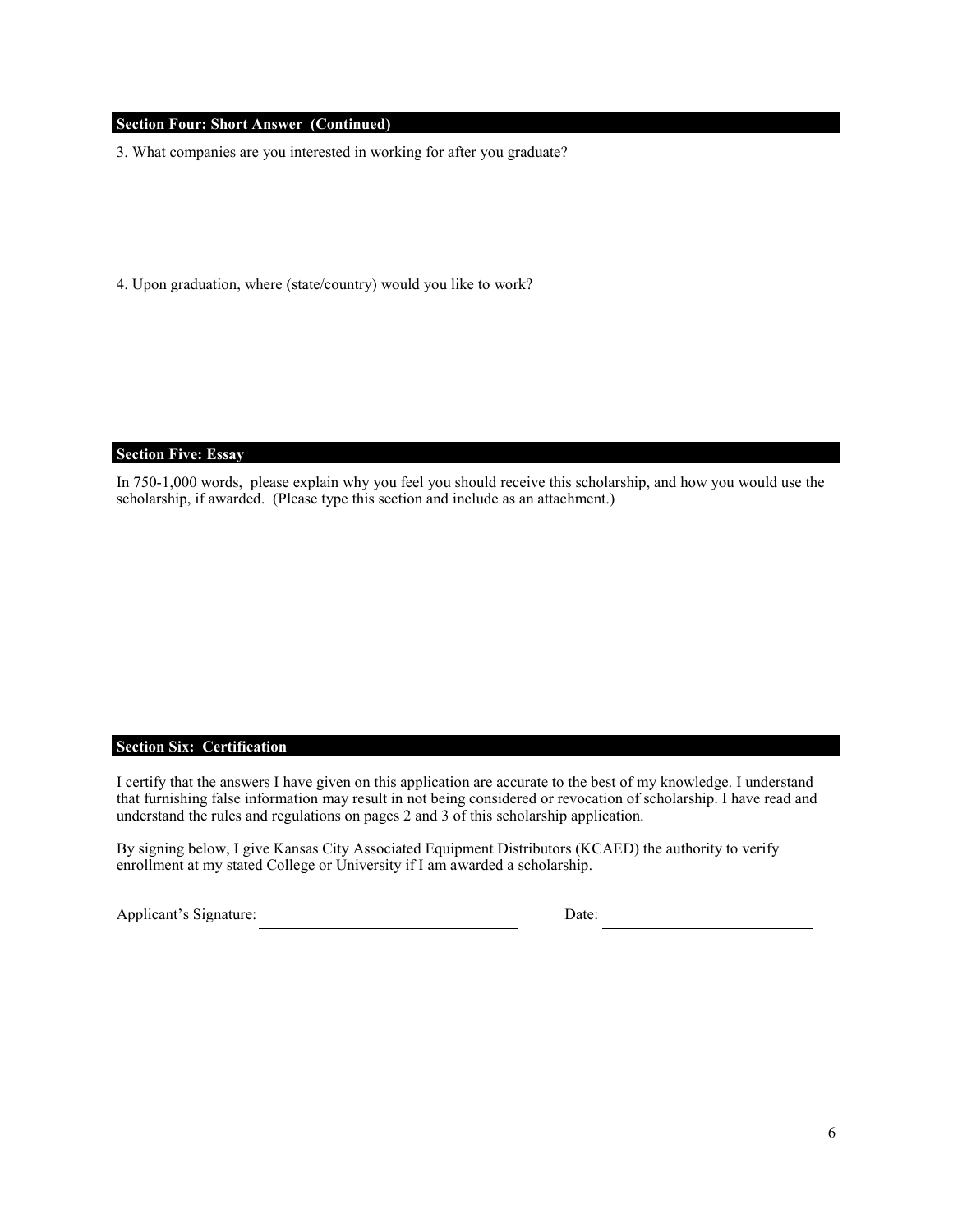## Section Four: Short Answer (Continued)

3. What companies are you interested in working for after you graduate?

4. Upon graduation, where (state/country) would you like to work?

## Section Five: Essay

In 750-1,000 words, please explain why you feel you should receive this scholarship, and how you would use the scholarship, if awarded. (Please type this section and include as an attachment.)

## Section Six: Certification

I certify that the answers I have given on this application are accurate to the best of my knowledge. I understand that furnishing false information may result in not being considered or revocation of scholarship. I have read and understand the rules and regulations on pages 2 and 3 of this scholarship application.

By signing below, I give Kansas City Associated Equipment Distributors (KCAED) the authority to verify enrollment at my stated College or University if I am awarded a scholarship.

Applicant's Signature: ______________________________ Date: ________________________